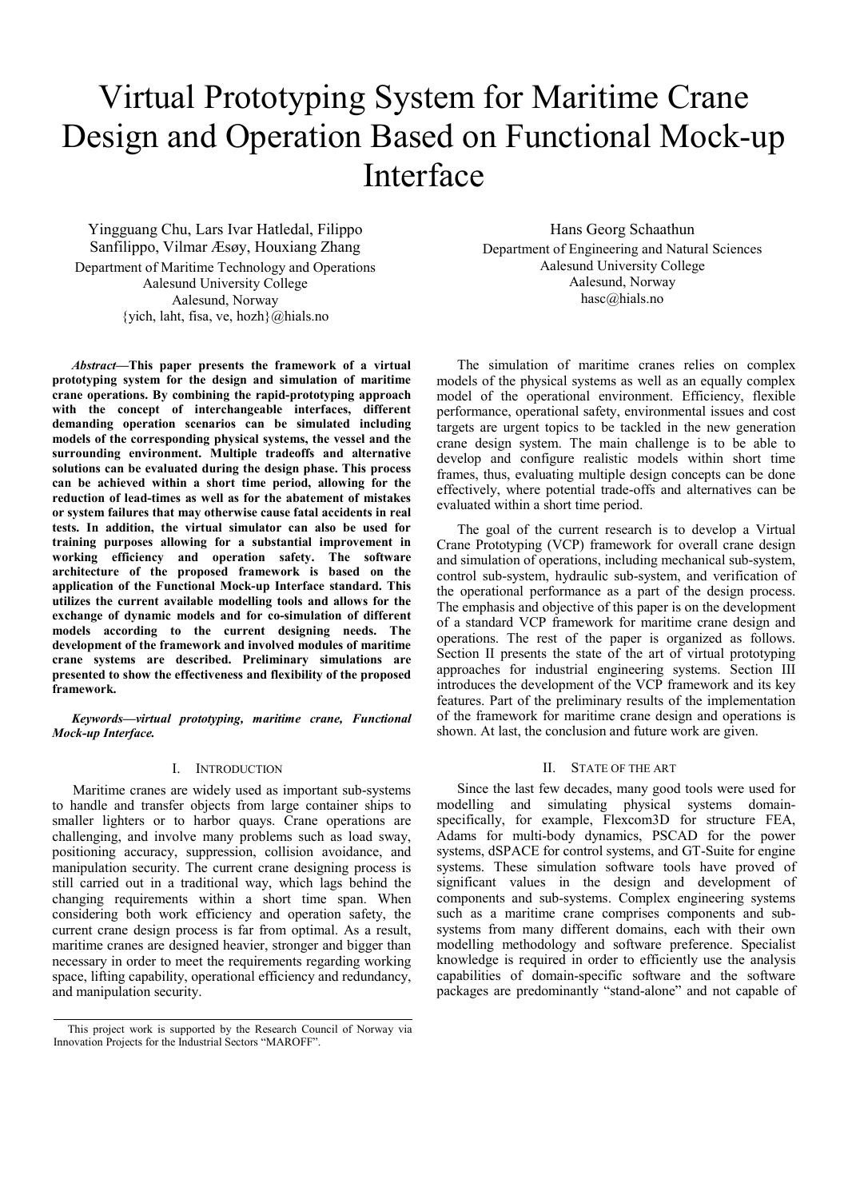# Virtual Prototyping System for Maritime Crane Design and Operation Based on Functional Mock-up Interface

Yingguang Chu, Lars Ivar Hatledal, Filippo Sanfilippo, Vilmar Æsøy, Houxiang Zhang
Department of Maritime Technology and Operations
Aalesund University College
Aalesund, Norway
{yich, laht, fisa, ve, hozh}@hials.no

Hans Georg Schaathun
Department of Engineering and Natural Sciences
Aalesund University College
Aalesund, Norway
hasc@hials.no

***Abstract*—This paper presents the framework of a virtual prototyping system for the design and simulation of maritime crane operations. By combining the rapid-prototyping approach with the concept of interchangeable interfaces, different demanding operation scenarios can be simulated including models of the corresponding physical systems, the vessel and the surrounding environment. Multiple tradeoffs and alternative solutions can be evaluated during the design phase. This process can be achieved within a short time period, allowing for the reduction of lead-times as well as for the abatement of mistakes or system failures that may otherwise cause fatal accidents in real tests. In addition, the virtual simulator can also be used for training purposes allowing for a substantial improvement in working efficiency and operation safety. The software architecture of the proposed framework is based on the application of the Functional Mock-up Interface standard. This utilizes the current available modelling tools and allows for the exchange of dynamic models and for co-simulation of different models according to the current designing needs. The development of the framework and involved modules of maritime crane systems are described. Preliminary simulations are presented to show the effectiveness and flexibility of the proposed framework.**

***Keywords—virtual prototyping, maritime crane, Functional Mock-up Interface.***

## I. Introduction

Maritime cranes are widely used as important sub-systems to handle and transfer objects from large container ships to smaller lighters or to harbor quays. Crane operations are challenging, and involve many problems such as load sway, positioning accuracy, suppression, collision avoidance, and manipulation security. The current crane designing process is still carried out in a traditional way, which lags behind the changing requirements within a short time span. When considering both work efficiency and operation safety, the current crane design process is far from optimal. As a result, maritime cranes are designed heavier, stronger and bigger than necessary in order to meet the requirements regarding working space, lifting capability, operational efficiency and redundancy, and manipulation security.

The simulation of maritime cranes relies on complex models of the physical systems as well as an equally complex model of the operational environment. Efficiency, flexible performance, operational safety, environmental issues and cost targets are urgent topics to be tackled in the new generation crane design system. The main challenge is to be able to develop and configure realistic models within short time frames, thus, evaluating multiple design concepts can be done effectively, where potential trade-offs and alternatives can be evaluated within a short time period.

The goal of the current research is to develop a Virtual Crane Prototyping (VCP) framework for overall crane design and simulation of operations, including mechanical sub-system, control sub-system, hydraulic sub-system, and verification of the operational performance as a part of the design process. The emphasis and objective of this paper is on the development of a standard VCP framework for maritime crane design and operations. The rest of the paper is organized as follows. Section II presents the state of the art of virtual prototyping approaches for industrial engineering systems. Section III introduces the development of the VCP framework and its key features. Part of the preliminary results of the implementation of the framework for maritime crane design and operations is shown. At last, the conclusion and future work are given.

## II. State of the Art

Since the last few decades, many good tools were used for modelling and simulating physical systems domain-specifically, for example, Flexcom3D for structure FEA, Adams for multi-body dynamics, PSCAD for the power systems, dSPACE for control systems, and GT-Suite for engine systems. These simulation software tools have proved of significant values in the design and development of components and sub-systems. Complex engineering systems such as a maritime crane comprises components and sub-systems from many different domains, each with their own modelling methodology and software preference. Specialist knowledge is required in order to efficiently use the analysis capabilities of domain-specific software and the software packages are predominantly "stand-alone" and not capable of

This project work is supported by the Research Council of Norway via Innovation Projects for the Industrial Sectors "MAROFF".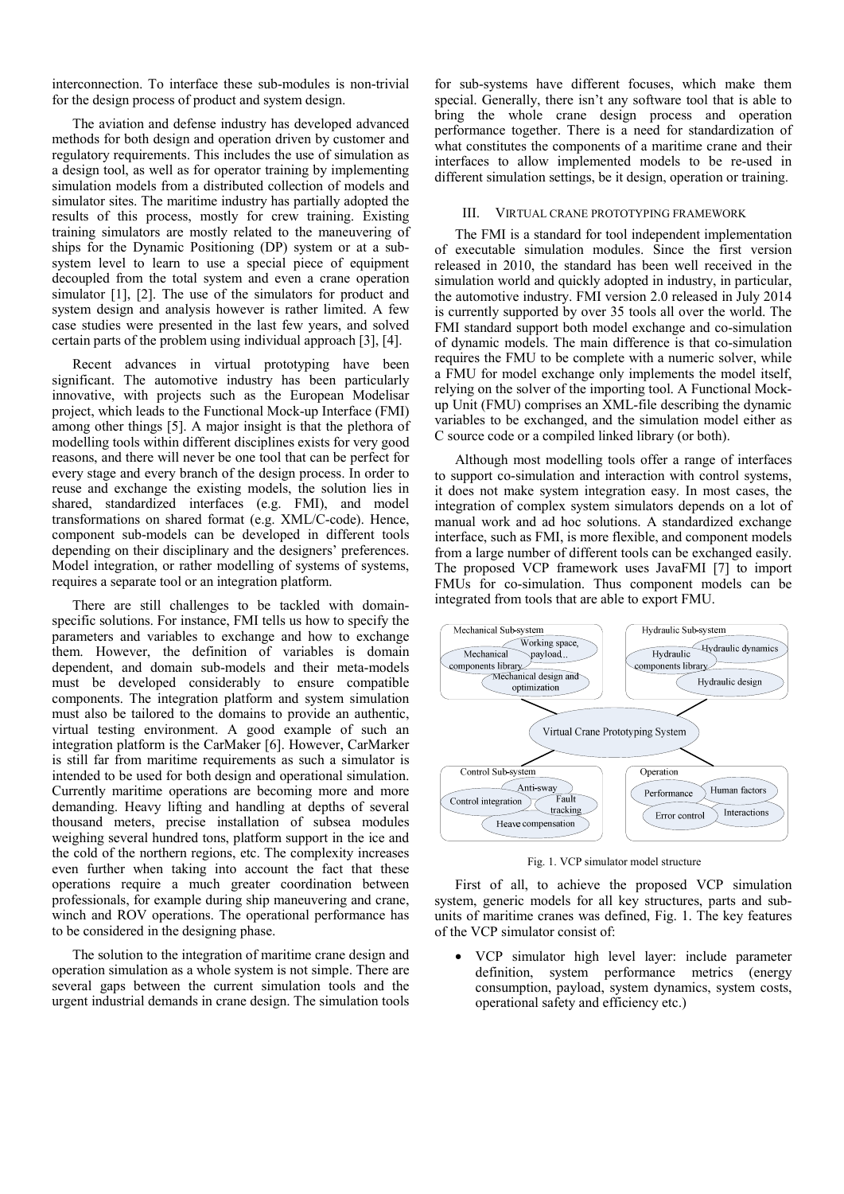interconnection. To interface these sub-modules is non-trivial for the design process of product and system design.

The aviation and defense industry has developed advanced methods for both design and operation driven by customer and regulatory requirements. This includes the use of simulation as a design tool, as well as for operator training by implementing simulation models from a distributed collection of models and simulator sites. The maritime industry has partially adopted the results of this process, mostly for crew training. Existing training simulators are mostly related to the maneuvering of ships for the Dynamic Positioning (DP) system or at a sub-system level to learn to use a special piece of equipment decoupled from the total system and even a crane operation simulator [1], [2]. The use of the simulators for product and system design and analysis however is rather limited. A few case studies were presented in the last few years, and solved certain parts of the problem using individual approach [3], [4].

Recent advances in virtual prototyping have been significant. The automotive industry has been particularly innovative, with projects such as the European Modelisar project, which leads to the Functional Mock-up Interface (FMI) among other things [5]. A major insight is that the plethora of modelling tools within different disciplines exists for very good reasons, and there will never be one tool that can be perfect for every stage and every branch of the design process. In order to reuse and exchange the existing models, the solution lies in shared, standardized interfaces (e.g. FMI), and model transformations on shared format (e.g. XML/C-code). Hence, component sub-models can be developed in different tools depending on their disciplinary and the designers' preferences. Model integration, or rather modelling of systems of systems, requires a separate tool or an integration platform.

There are still challenges to be tackled with domain-specific solutions. For instance, FMI tells us how to specify the parameters and variables to exchange and how to exchange them. However, the definition of variables is domain dependent, and domain sub-models and their meta-models must be developed considerably to ensure compatible components. The integration platform and system simulation must also be tailored to the domains to provide an authentic, virtual testing environment. A good example of such an integration platform is the CarMaker [6]. However, CarMarker is still far from maritime requirements as such a simulator is intended to be used for both design and operational simulation. Currently maritime operations are becoming more and more demanding. Heavy lifting and handling at depths of several thousand meters, precise installation of subsea modules weighing several hundred tons, platform support in the ice and the cold of the northern regions, etc. The complexity increases even further when taking into account the fact that these operations require a much greater coordination between professionals, for example during ship maneuvering and crane, winch and ROV operations. The operational performance has to be considered in the designing phase.

The solution to the integration of maritime crane design and operation simulation as a whole system is not simple. There are several gaps between the current simulation tools and the urgent industrial demands in crane design. The simulation tools for sub-systems have different focuses, which make them special. Generally, there isn't any software tool that is able to bring the whole crane design process and operation performance together. There is a need for standardization of what constitutes the components of a maritime crane and their interfaces to allow implemented models to be re-used in different simulation settings, be it design, operation or training.

## III. Virtual Crane Prototyping Framework

The FMI is a standard for tool independent implementation of executable simulation modules. Since the first version released in 2010, the standard has been well received in the simulation world and quickly adopted in industry, in particular, the automotive industry. FMI version 2.0 released in July 2014 is currently supported by over 35 tools all over the world. The FMI standard support both model exchange and co-simulation of dynamic models. The main difference is that co-simulation requires the FMU to be complete with a numeric solver, while a FMU for model exchange only implements the model itself, relying on the solver of the importing tool. A Functional Mock-up Unit (FMU) comprises an XML-file describing the dynamic variables to be exchanged, and the simulation model either as C source code or a compiled linked library (or both).

Although most modelling tools offer a range of interfaces to support co-simulation and interaction with control systems, it does not make system integration easy. In most cases, the integration of complex system simulators depends on a lot of manual work and ad hoc solutions. A standardized exchange interface, such as FMI, is more flexible, and component models from a large number of different tools can be exchanged easily. The proposed VCP framework uses JavaFMI [7] to import FMUs for co-simulation. Thus component models can be integrated from tools that are able to export FMU.

Mechanical Sub-system: Mechanical components library; Working space, payload...; Mechanical design and optimization

Hydraulic Sub-system: Hydraulic components library; Hydraulic dynamics; Hydraulic design

Virtual Crane Prototyping System

Control Sub-system: Control integration; Anti-sway; Fault tracking; Heave compensation

Operation: Performance; Human factors; Error control; Interactions

Fig. 1. VCP simulator model structure

First of all, to achieve the proposed VCP simulation system, generic models for all key structures, parts and sub-units of maritime cranes was defined, Fig. 1. The key features of the VCP simulator consist of:

- VCP simulator high level layer: include parameter definition, system performance metrics (energy consumption, payload, system dynamics, system costs, operational safety and efficiency etc.)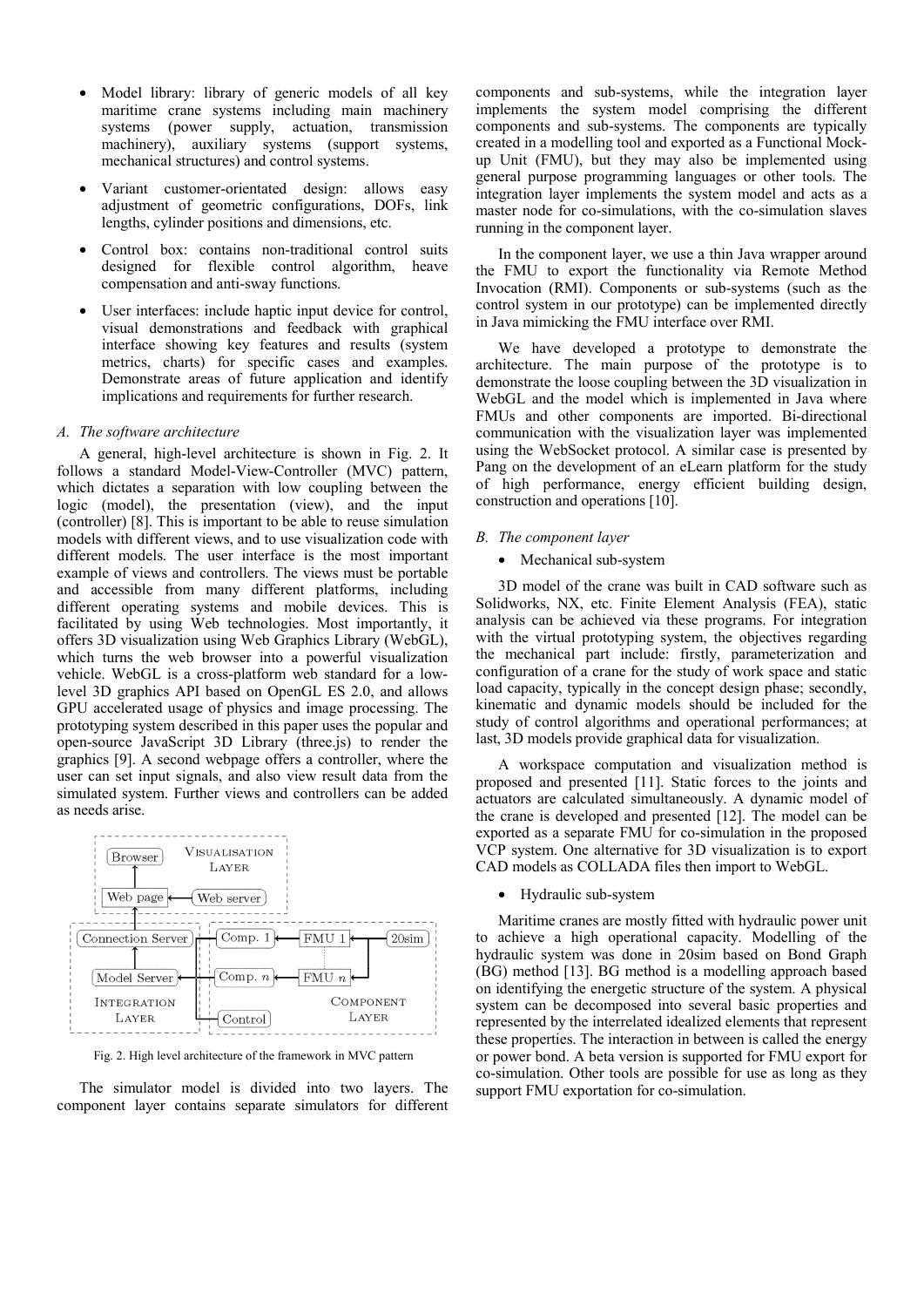- Model library: library of generic models of all key maritime crane systems including main machinery systems (power supply, actuation, transmission machinery), auxiliary systems (support systems, mechanical structures) and control systems.
- Variant customer-orientated design: allows easy adjustment of geometric configurations, DOFs, link lengths, cylinder positions and dimensions, etc.
- Control box: contains non-traditional control suits designed for flexible control algorithm, heave compensation and anti-sway functions.
- User interfaces: include haptic input device for control, visual demonstrations and feedback with graphical interface showing key features and results (system metrics, charts) for specific cases and examples. Demonstrate areas of future application and identify implications and requirements for further research.

### *A. The software architecture*

A general, high-level architecture is shown in Fig. 2. It follows a standard Model-View-Controller (MVC) pattern, which dictates a separation with low coupling between the logic (model), the presentation (view), and the input (controller) [8]. This is important to be able to reuse simulation models with different views, and to use visualization code with different models. The user interface is the most important example of views and controllers. The views must be portable and accessible from many different platforms, including different operating systems and mobile devices. This is facilitated by using Web technologies. Most importantly, it offers 3D visualization using Web Graphics Library (WebGL), which turns the web browser into a powerful visualization vehicle. WebGL is a cross-platform web standard for a low-level 3D graphics API based on OpenGL ES 2.0, and allows GPU accelerated usage of physics and image processing. The prototyping system described in this paper uses the popular and open-source JavaScript 3D Library (three.js) to render the graphics [9]. A second webpage offers a controller, where the user can set input signals, and also view result data from the simulated system. Further views and controllers can be added as needs arise.

Fig. 2. High level architecture of the framework in MVC pattern

The simulator model is divided into two layers. The component layer contains separate simulators for different components and sub-systems, while the integration layer implements the system model comprising the different components and sub-systems. The components are typically created in a modelling tool and exported as a Functional Mock-up Unit (FMU), but they may also be implemented using general purpose programming languages or other tools. The integration layer implements the system model and acts as a master node for co-simulations, with the co-simulation slaves running in the component layer.

In the component layer, we use a thin Java wrapper around the FMU to export the functionality via Remote Method Invocation (RMI). Components or sub-systems (such as the control system in our prototype) can be implemented directly in Java mimicking the FMU interface over RMI.

We have developed a prototype to demonstrate the architecture. The main purpose of the prototype is to demonstrate the loose coupling between the 3D visualization in WebGL and the model which is implemented in Java where FMUs and other components are imported. Bi-directional communication with the visualization layer was implemented using the WebSocket protocol. A similar case is presented by Pang on the development of an eLearn platform for the study of high performance, energy efficient building design, construction and operations [10].

### *B. The component layer*

- Mechanical sub-system

3D model of the crane was built in CAD software such as Solidworks, NX, etc. Finite Element Analysis (FEA), static analysis can be achieved via these programs. For integration with the virtual prototyping system, the objectives regarding the mechanical part include: firstly, parameterization and configuration of a crane for the study of work space and static load capacity, typically in the concept design phase; secondly, kinematic and dynamic models should be included for the study of control algorithms and operational performances; at last, 3D models provide graphical data for visualization.

A workspace computation and visualization method is proposed and presented [11]. Static forces to the joints and actuators are calculated simultaneously. A dynamic model of the crane is developed and presented [12]. The model can be exported as a separate FMU for co-simulation in the proposed VCP system. One alternative for 3D visualization is to export CAD models as COLLADA files then import to WebGL.

- Hydraulic sub-system

Maritime cranes are mostly fitted with hydraulic power unit to achieve a high operational capacity. Modelling of the hydraulic system was done in 20sim based on Bond Graph (BG) method [13]. BG method is a modelling approach based on identifying the energetic structure of the system. A physical system can be decomposed into several basic properties and represented by the interrelated idealized elements that represent these properties. The interaction in between is called the energy or power bond. A beta version is supported for FMU export for co-simulation. Other tools are possible for use as long as they support FMU exportation for co-simulation.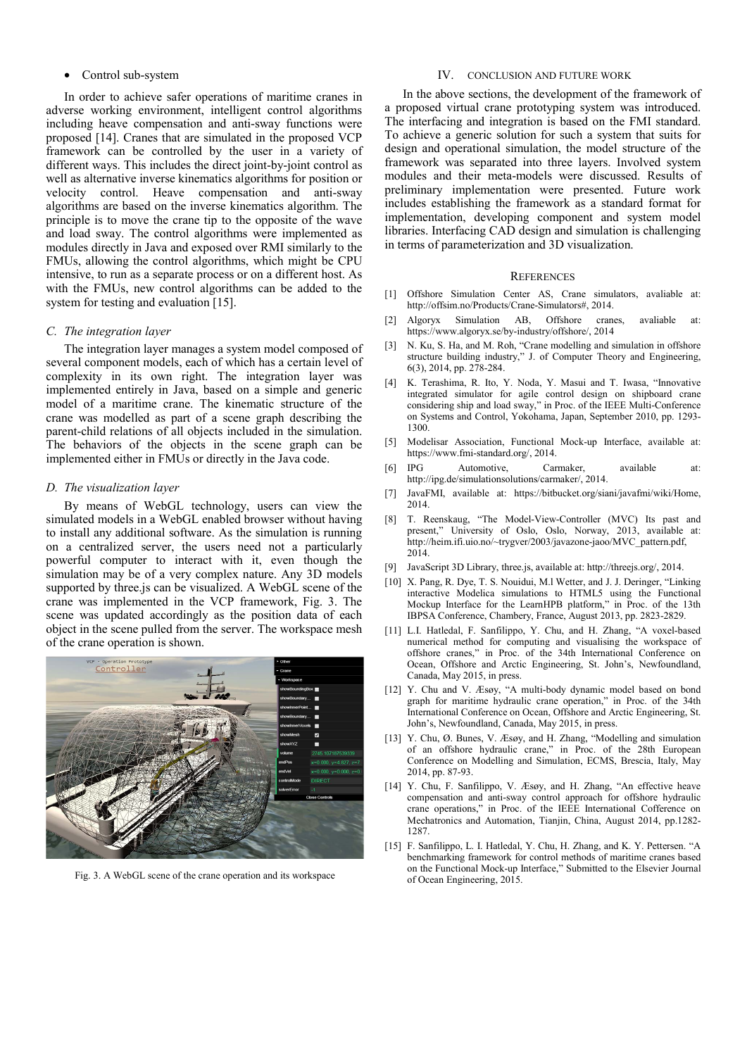- Control sub-system

In order to achieve safer operations of maritime cranes in adverse working environment, intelligent control algorithms including heave compensation and anti-sway functions were proposed [14]. Cranes that are simulated in the proposed VCP framework can be controlled by the user in a variety of different ways. This includes the direct joint-by-joint control as well as alternative inverse kinematics algorithms for position or velocity control. Heave compensation and anti-sway algorithms are based on the inverse kinematics algorithm. The principle is to move the crane tip to the opposite of the wave and load sway. The control algorithms were implemented as modules directly in Java and exposed over RMI similarly to the FMUs, allowing the control algorithms, which might be CPU intensive, to run as a separate process or on a different host. As with the FMUs, new control algorithms can be added to the system for testing and evaluation [15].

### C. The integration layer

The integration layer manages a system model composed of several component models, each of which has a certain level of complexity in its own right. The integration layer was implemented entirely in Java, based on a simple and generic model of a maritime crane. The kinematic structure of the crane was modelled as part of a scene graph describing the parent-child relations of all objects included in the simulation. The behaviors of the objects in the scene graph can be implemented either in FMUs or directly in the Java code.

### D. The visualization layer

By means of WebGL technology, users can view the simulated models in a WebGL enabled browser without having to install any additional software. As the simulation is running on a centralized server, the users need not a particularly powerful computer to interact with it, even though the simulation may be of a very complex nature. Any 3D models supported by three.js can be visualized. A WebGL scene of the crane was implemented in the VCP framework, Fig. 3. The scene was updated accordingly as the position data of each object in the scene pulled from the server. The workspace mesh of the crane operation is shown.

Fig. 3. A WebGL scene of the crane operation and its workspace

## IV. Conclusion and Future Work

In the above sections, the development of the framework of a proposed virtual crane prototyping system was introduced. The interfacing and integration is based on the FMI standard. To achieve a generic solution for such a system that suits for design and operational simulation, the model structure of the framework was separated into three layers. Involved system modules and their meta-models were discussed. Results of preliminary implementation were presented. Future work includes establishing the framework as a standard format for implementation, developing component and system model libraries. Interfacing CAD design and simulation is challenging in terms of parameterization and 3D visualization.

## References

[1] Offshore Simulation Center AS, Crane simulators, avaliable at: http://offsim.no/Products/Crane-Simulators#, 2014.

[2] Algoryx Simulation AB, Offshore cranes, avaliable at: https://www.algoryx.se/by-industry/offshore/, 2014

[3] N. Ku, S. Ha, and M. Roh, "Crane modelling and simulation in offshore structure building industry," J. of Computer Theory and Engineering, 6(3), 2014, pp. 278-284.

[4] K. Terashima, R. Ito, Y. Noda, Y. Masui and T. Iwasa, "Innovative integrated simulator for agile control design on shipboard crane considering ship and load sway," in Proc. of the IEEE Multi-Conference on Systems and Control, Yokohama, Japan, September 2010, pp. 1293-1300.

[5] Modelisar Association, Functional Mock-up Interface, available at: https://www.fmi-standard.org/, 2014.

[6] IPG Automotive, Carmaker, available at: http://ipg.de/simulationsolutions/carmaker/, 2014.

[7] JavaFMI, available at: https://bitbucket.org/siani/javafmi/wiki/Home, 2014.

[8] T. Reenskaug, "The Model-View-Controller (MVC) Its past and present," University of Oslo, Oslo, Norway, 2013, available at: http://heim.ifi.uio.no/~trygver/2003/javazone-jaoo/MVC_pattern.pdf, 2014.

[9] JavaScript 3D Library, three.js, available at: http://threejs.org/, 2014.

[10] X. Pang, R. Dye, T. S. Nouidui, M.l Wetter, and J. J. Deringer, "Linking interactive Modelica simulations to HTML5 using the Functional Mockup Interface for the LearnHPB platform," in Proc. of the 13th IBPSA Conference, Chambery, France, August 2013, pp. 2823-2829.

[11] L.I. Hatledal, F. Sanfilippo, Y. Chu, and H. Zhang, "A voxel-based numerical method for computing and visualising the workspace of offshore cranes," in Proc. of the 34th International Conference on Ocean, Offshore and Arctic Engineering, St. John's, Newfoundland, Canada, May 2015, in press.

[12] Y. Chu and V. Æsøy, "A multi-body dynamic model based on bond graph for maritime hydraulic crane operation," in Proc. of the 34th International Conference on Ocean, Offshore and Arctic Engineering, St. John's, Newfoundland, Canada, May 2015, in press.

[13] Y. Chu, Ø. Bunes, V. Æsøy, and H. Zhang, "Modelling and simulation of an offshore hydraulic crane," in Proc. of the 28th European Conference on Modelling and Simulation, ECMS, Brescia, Italy, May 2014, pp. 87-93.

[14] Y. Chu, F. Sanfilippo, V. Æsøy, and H. Zhang, "An effective heave compensation and anti-sway control approach for offshore hydraulic crane operations," in Proc. of the IEEE International Cofference on Mechatronics and Automation, Tianjin, China, August 2014, pp.1282-1287.

[15] F. Sanfilippo, L. I. Hatledal, Y. Chu, H. Zhang, and K. Y. Pettersen. "A benchmarking framework for control methods of maritime cranes based on the Functional Mock-up Interface," Submitted to the Elsevier Journal of Ocean Engineering, 2015.